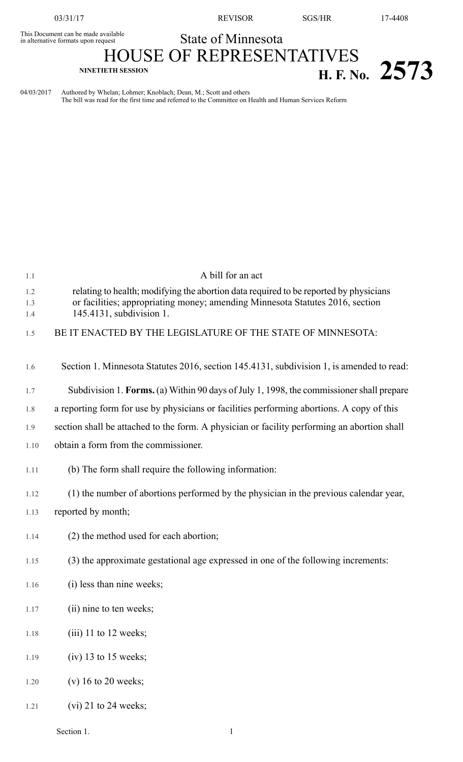03/31/17 REVISOR SGS/HR 17-4408

This Document can be made available in alternative formats upon request

# State of Minnesota
# HOUSE OF REPRESENTATIVES

**NINETIETH SESSION** **H. F. No. 2573**

04/03/2017 Authored by Whelan; Lohmer; Knoblach; Dean, M.; Scott and others
The bill was read for the first time and referred to the Committee on Health and Human Services Reform

A bill for an act

relating to health; modifying the abortion data required to be reported by physicians or facilities; appropriating money; amending Minnesota Statutes 2016, section 145.4131, subdivision 1.

BE IT ENACTED BY THE LEGISLATURE OF THE STATE OF MINNESOTA:

Section 1. Minnesota Statutes 2016, section 145.4131, subdivision 1, is amended to read:

Subdivision 1. **Forms.** (a) Within 90 days of July 1, 1998, the commissioner shall prepare a reporting form for use by physicians or facilities performing abortions. A copy of this section shall be attached to the form. A physician or facility performing an abortion shall obtain a form from the commissioner.

(b) The form shall require the following information:

(1) the number of abortions performed by the physician in the previous calendar year, reported by month;

(2) the method used for each abortion;

(3) the approximate gestational age expressed in one of the following increments:

(i) less than nine weeks;

(ii) nine to ten weeks;

(iii) 11 to 12 weeks;

(iv) 13 to 15 weeks;

(v) 16 to 20 weeks;

(vi) 21 to 24 weeks;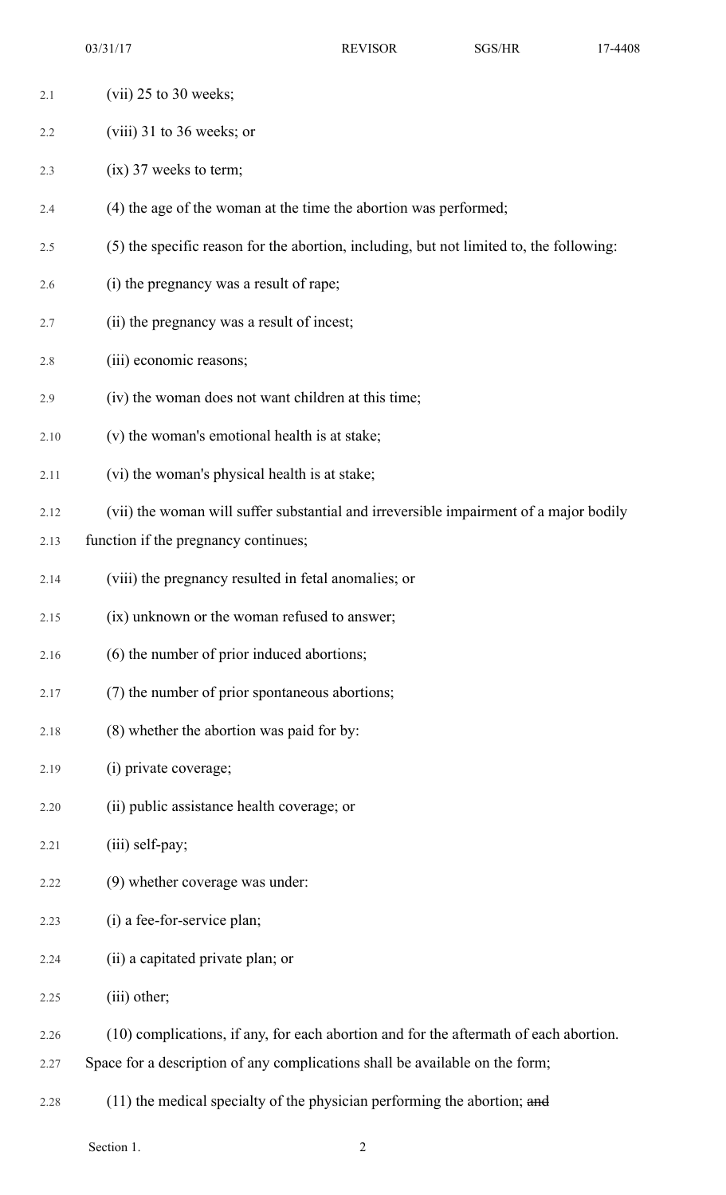(vii) 25 to 30 weeks;

(viii) 31 to 36 weeks; or

(ix) 37 weeks to term;

(4) the age of the woman at the time the abortion was performed;

(5) the specific reason for the abortion, including, but not limited to, the following:

(i) the pregnancy was a result of rape;

(ii) the pregnancy was a result of incest;

(iii) economic reasons;

(iv) the woman does not want children at this time;

(v) the woman's emotional health is at stake;

(vi) the woman's physical health is at stake;

(vii) the woman will suffer substantial and irreversible impairment of a major bodily function if the pregnancy continues;

(viii) the pregnancy resulted in fetal anomalies; or

(ix) unknown or the woman refused to answer;

(6) the number of prior induced abortions;

(7) the number of prior spontaneous abortions;

(8) whether the abortion was paid for by:

(i) private coverage;

(ii) public assistance health coverage; or

(iii) self-pay;

(9) whether coverage was under:

(i) a fee-for-service plan;

(ii) a capitated private plan; or

(iii) other;

(10) complications, if any, for each abortion and for the aftermath of each abortion. Space for a description of any complications shall be available on the form;

(11) the medical specialty of the physician performing the abortion; ~~and~~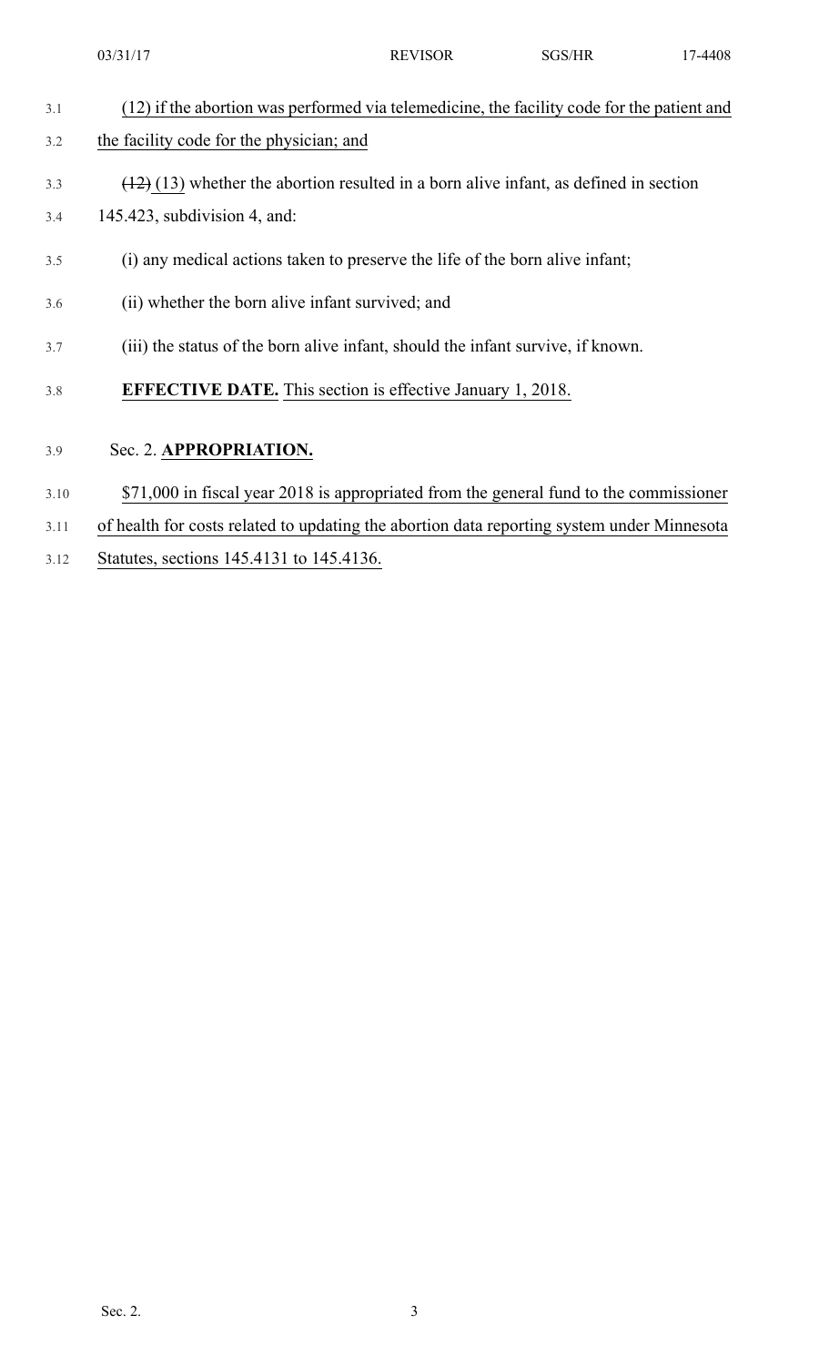(12) if the abortion was performed via telemedicine, the facility code for the patient and the facility code for the physician; and

~~(12)~~ (13) whether the abortion resulted in a born alive infant, as defined in section 145.423, subdivision 4, and:

(i) any medical actions taken to preserve the life of the born alive infant;

(ii) whether the born alive infant survived; and

(iii) the status of the born alive infant, should the infant survive, if known.

**EFFECTIVE DATE.** This section is effective January 1, 2018.

Sec. 2. **APPROPRIATION.**

$71,000 in fiscal year 2018 is appropriated from the general fund to the commissioner of health for costs related to updating the abortion data reporting system under Minnesota Statutes, sections 145.4131 to 145.4136.